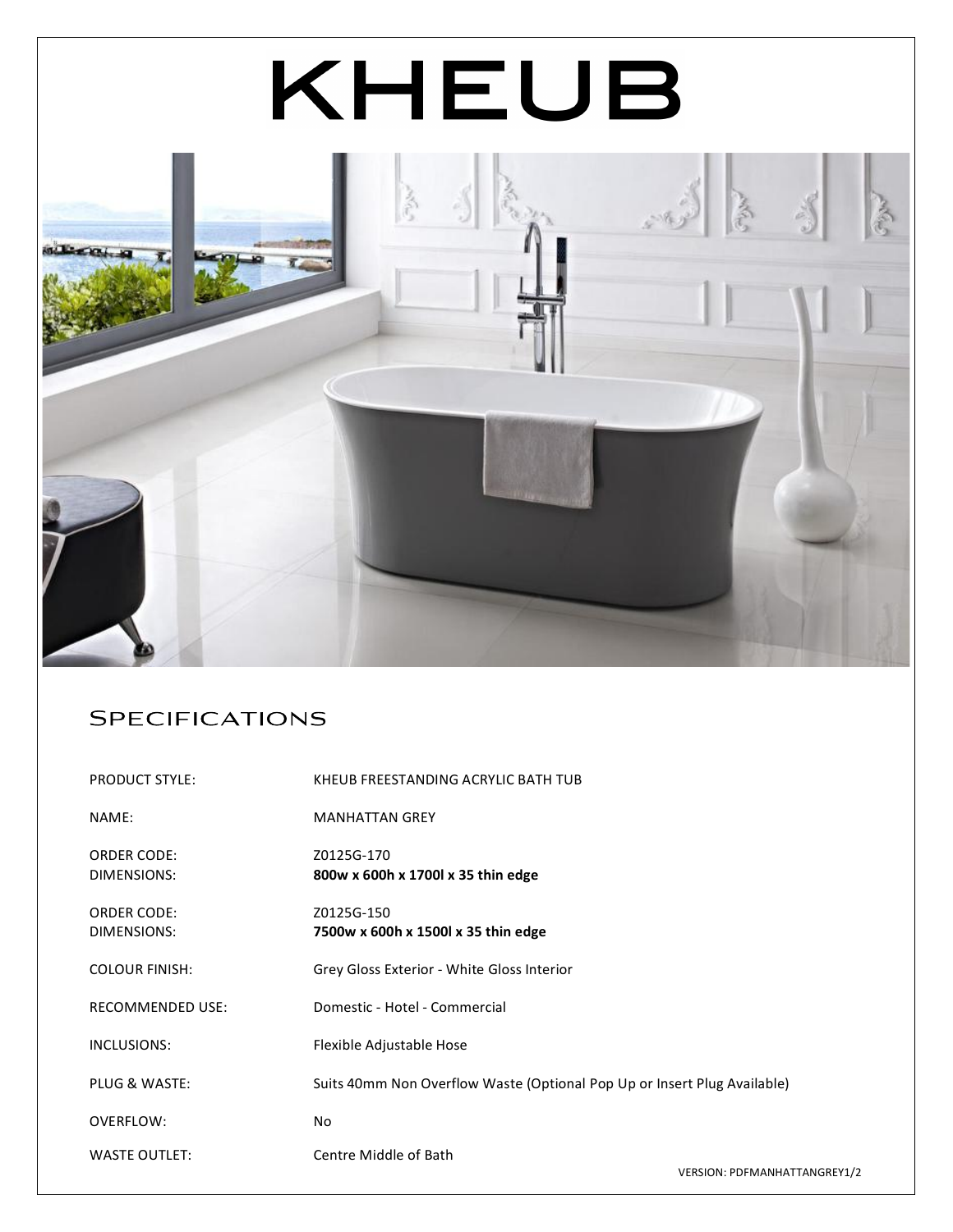# KHEUB

## Specifications

PRODUCT STYLE: KHEUB FREESTANDING ACRYLIC BATH TUB

NAME: MANHATTAN GREY

ORDER CODE: Z0125G-170
DIMENSIONS: **800w x 600h x 1700l x 35 thin edge**

ORDER CODE: Z0125G-150
DIMENSIONS: **7500w x 600h x 1500l x 35 thin edge**

COLOUR FINISH: Grey Gloss Exterior - White Gloss Interior

RECOMMENDED USE: Domestic - Hotel - Commercial

INCLUSIONS: Flexible Adjustable Hose

PLUG & WASTE: Suits 40mm Non Overflow Waste (Optional Pop Up or Insert Plug Available)

OVERFLOW: No

WASTE OUTLET: Centre Middle of Bath

VERSION: PDFMANHATTANGREY1/2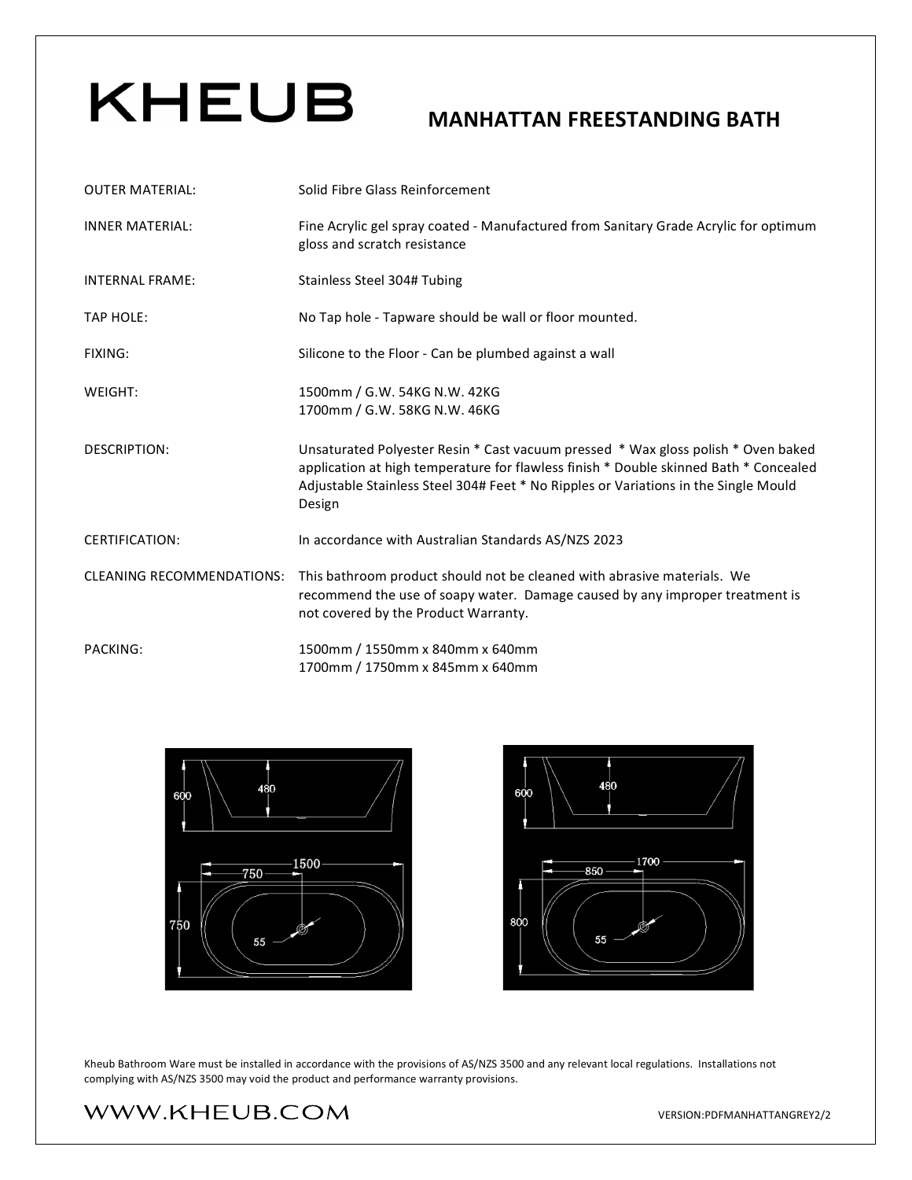# KHEUB

## MANHATTAN FREESTANDING BATH

| | |
|---|---|
| OUTER MATERIAL: | Solid Fibre Glass Reinforcement |
| INNER MATERIAL: | Fine Acrylic gel spray coated - Manufactured from Sanitary Grade Acrylic for optimum gloss and scratch resistance |
| INTERNAL FRAME: | Stainless Steel 304# Tubing |
| TAP HOLE: | No Tap hole - Tapware should be wall or floor mounted. |
| FIXING: | Silicone to the Floor - Can be plumbed against a wall |
| WEIGHT: | 1500mm / G.W. 54KG N.W. 42KG<br>1700mm / G.W. 58KG N.W. 46KG |
| DESCRIPTION: | Unsaturated Polyester Resin * Cast vacuum pressed * Wax gloss polish * Oven baked application at high temperature for flawless finish * Double skinned Bath * Concealed Adjustable Stainless Steel 304# Feet * No Ripples or Variations in the Single Mould Design |
| CERTIFICATION: | In accordance with Australian Standards AS/NZS 2023 |
| CLEANING RECOMMENDATIONS: | This bathroom product should not be cleaned with abrasive materials. We recommend the use of soapy water. Damage caused by any improper treatment is not covered by the Product Warranty. |
| PACKING: | 1500mm / 1550mm x 840mm x 640mm<br>1700mm / 1750mm x 845mm x 640mm |

600
480
1500
750
750
55

600
480
1700
850
800
55

Kheub Bathroom Ware must be installed in accordance with the provisions of AS/NZS 3500 and any relevant local regulations. Installations not complying with AS/NZS 3500 may void the product and performance warranty provisions.

WWW.KHEUB.COM

VERSION:PDFMANHATTANGREY2/2